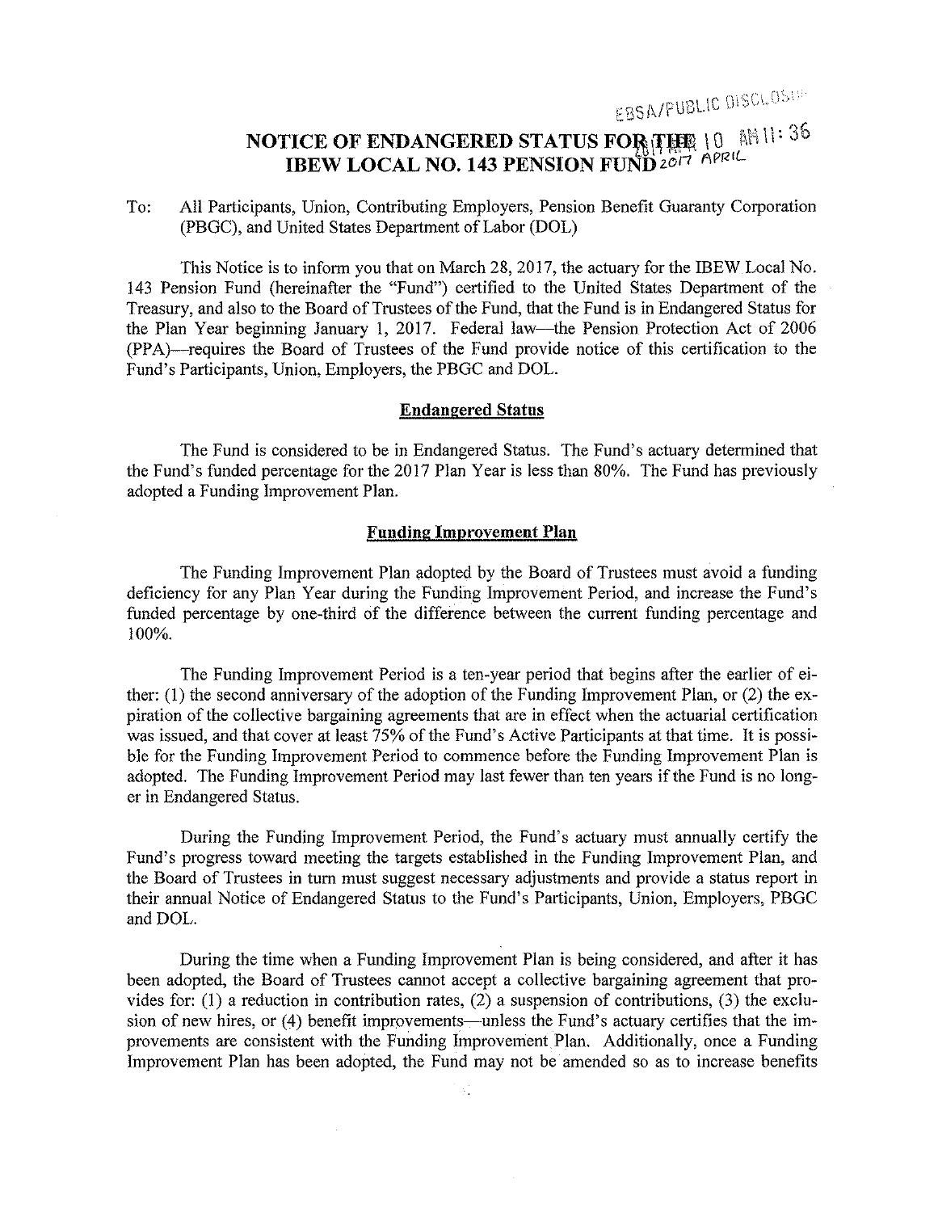# NOTICE OF ENDANGERED STATUS FOR THE IBEW LOCAL NO. 143 PENSION FUND

To: All Participants, Union, Contributing Employers, Pension Benefit Guaranty Corporation (PBGC), and United States Department of Labor (DOL)

This Notice is to inform you that on March 28, 2017, the actuary for the IBEW Local No. 143 Pension Fund (hereinafter the "Fund") certified to the United States Department of the Treasury, and also to the Board of Trustees of the Fund, that the Fund is in Endangered Status for the Plan Year beginning January 1, 2017. Federal law—the Pension Protection Act of 2006 (PPA)—requires the Board of Trustees of the Fund provide notice of this certification to the Fund's Participants, Union, Employers, the PBGC and DOL.

## Endangered Status

The Fund is considered to be in Endangered Status. The Fund's actuary determined that the Fund's funded percentage for the 2017 Plan Year is less than 80%. The Fund has previously adopted a Funding Improvement Plan.

## Funding Improvement Plan

The Funding Improvement Plan adopted by the Board of Trustees must avoid a funding deficiency for any Plan Year during the Funding Improvement Period, and increase the Fund's funded percentage by one-third of the difference between the current funding percentage and 100%.

The Funding Improvement Period is a ten-year period that begins after the earlier of either: (1) the second anniversary of the adoption of the Funding Improvement Plan, or (2) the expiration of the collective bargaining agreements that are in effect when the actuarial certification was issued, and that cover at least 75% of the Fund's Active Participants at that time. It is possible for the Funding Improvement Period to commence before the Funding Improvement Plan is adopted. The Funding Improvement Period may last fewer than ten years if the Fund is no longer in Endangered Status.

During the Funding Improvement Period, the Fund's actuary must annually certify the Fund's progress toward meeting the targets established in the Funding Improvement Plan, and the Board of Trustees in turn must suggest necessary adjustments and provide a status report in their annual Notice of Endangered Status to the Fund's Participants, Union, Employers, PBGC and DOL.

During the time when a Funding Improvement Plan is being considered, and after it has been adopted, the Board of Trustees cannot accept a collective bargaining agreement that provides for: (1) a reduction in contribution rates, (2) a suspension of contributions, (3) the exclusion of new hires, or (4) benefit improvements—unless the Fund's actuary certifies that the improvements are consistent with the Funding Improvement Plan. Additionally, once a Funding Improvement Plan has been adopted, the Fund may not be amended so as to increase benefits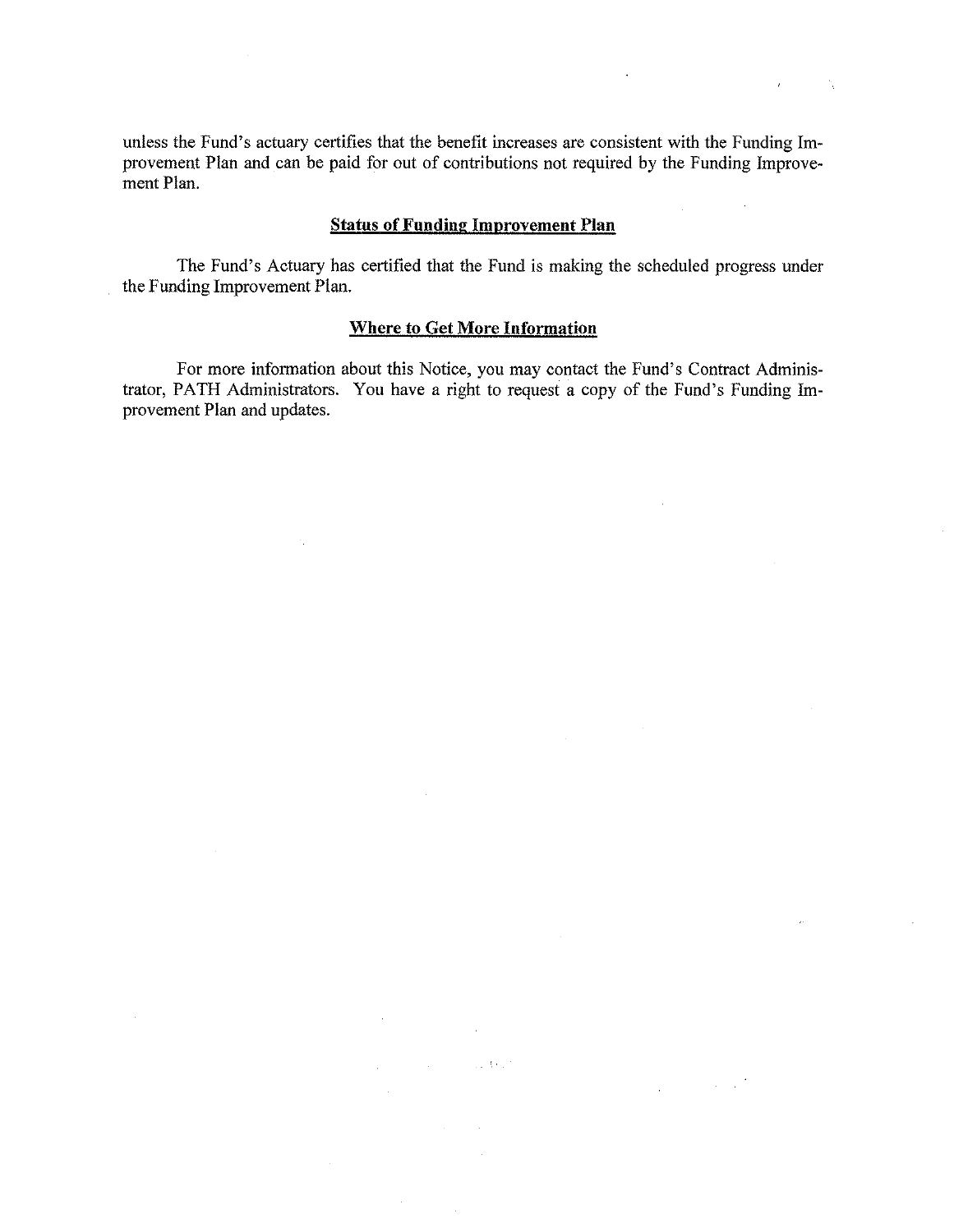unless the Fund's actuary certifies that the benefit increases are consistent with the Funding Improvement Plan and can be paid for out of contributions not required by the Funding Improvement Plan.

## Status of Funding Improvement Plan

The Fund's Actuary has certified that the Fund is making the scheduled progress under the Funding Improvement Plan.

## Where to Get More Information

For more information about this Notice, you may contact the Fund's Contract Administrator, PATH Administrators. You have a right to request a copy of the Fund's Funding Improvement Plan and updates.